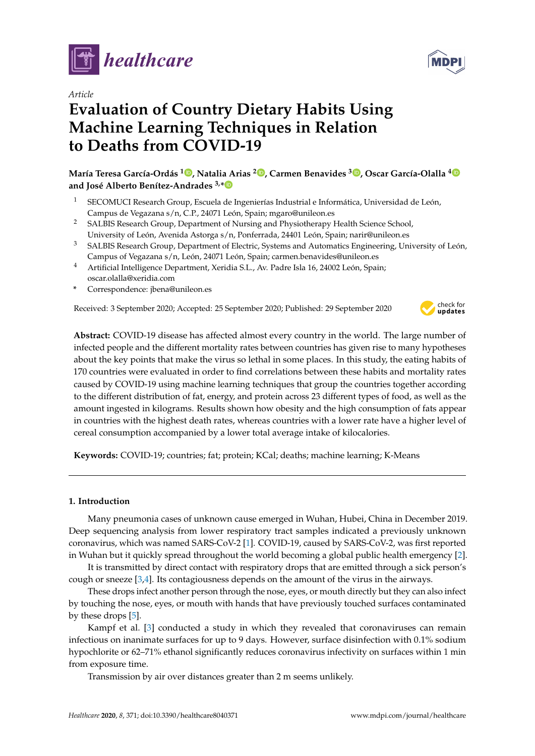*healthcare*

*Article*

# Evaluation of Country Dietary Habits Using Machine Learning Techniques in Relation to Deaths from COVID-19

**María Teresa García-Ordás [1], Natalia Arias [2], Carmen Benavides [3], Oscar García-Olalla [4] and José Alberto Benítez-Andrades [3,*]**

[1] SECOMUCI Research Group, Escuela de Ingenierías Industrial e Informática, Universidad de León, Campus de Vegazana s/n, C.P., 24071 León, Spain; mgaro@unileon.es

[2] SALBIS Research Group, Department of Nursing and Physiotherapy Health Science School, University of León, Avenida Astorga s/n, Ponferrada, 24401 León, Spain; narir@unileon.es

[3] SALBIS Research Group, Department of Electric, Systems and Automatics Engineering, University of León, Campus of Vegazana s/n, León, 24071 León, Spain; carmen.benavides@unileon.es

[4] Artificial Intelligence Department, Xeridia S.L., Av. Padre Isla 16, 24002 León, Spain; oscar.olalla@xeridia.com

\* Correspondence: jbena@unileon.es

Received: 3 September 2020; Accepted: 25 September 2020; Published: 29 September 2020

**Abstract:** COVID-19 disease has affected almost every country in the world. The large number of infected people and the different mortality rates between countries has given rise to many hypotheses about the key points that make the virus so lethal in some places. In this study, the eating habits of 170 countries were evaluated in order to find correlations between these habits and mortality rates caused by COVID-19 using machine learning techniques that group the countries together according to the different distribution of fat, energy, and protein across 23 different types of food, as well as the amount ingested in kilograms. Results shown how obesity and the high consumption of fats appear in countries with the highest death rates, whereas countries with a lower rate have a higher level of cereal consumption accompanied by a lower total average intake of kilocalories.

**Keywords:** COVID-19; countries; fat; protein; KCal; deaths; machine learning; K-Means

## 1. Introduction

Many pneumonia cases of unknown cause emerged in Wuhan, Hubei, China in December 2019. Deep sequencing analysis from lower respiratory tract samples indicated a previously unknown coronavirus, which was named SARS-CoV-2 [1]. COVID-19, caused by SARS-CoV-2, was first reported in Wuhan but it quickly spread throughout the world becoming a global public health emergency [2].

It is transmitted by direct contact with respiratory drops that are emitted through a sick person's cough or sneeze [3,4]. Its contagiousness depends on the amount of the virus in the airways.

These drops infect another person through the nose, eyes, or mouth directly but they can also infect by touching the nose, eyes, or mouth with hands that have previously touched surfaces contaminated by these drops [5].

Kampf et al. [3] conducted a study in which they revealed that coronaviruses can remain infectious on inanimate surfaces for up to 9 days. However, surface disinfection with 0.1% sodium hypochlorite or 62–71% ethanol significantly reduces coronavirus infectivity on surfaces within 1 min from exposure time.

Transmission by air over distances greater than 2 m seems unlikely.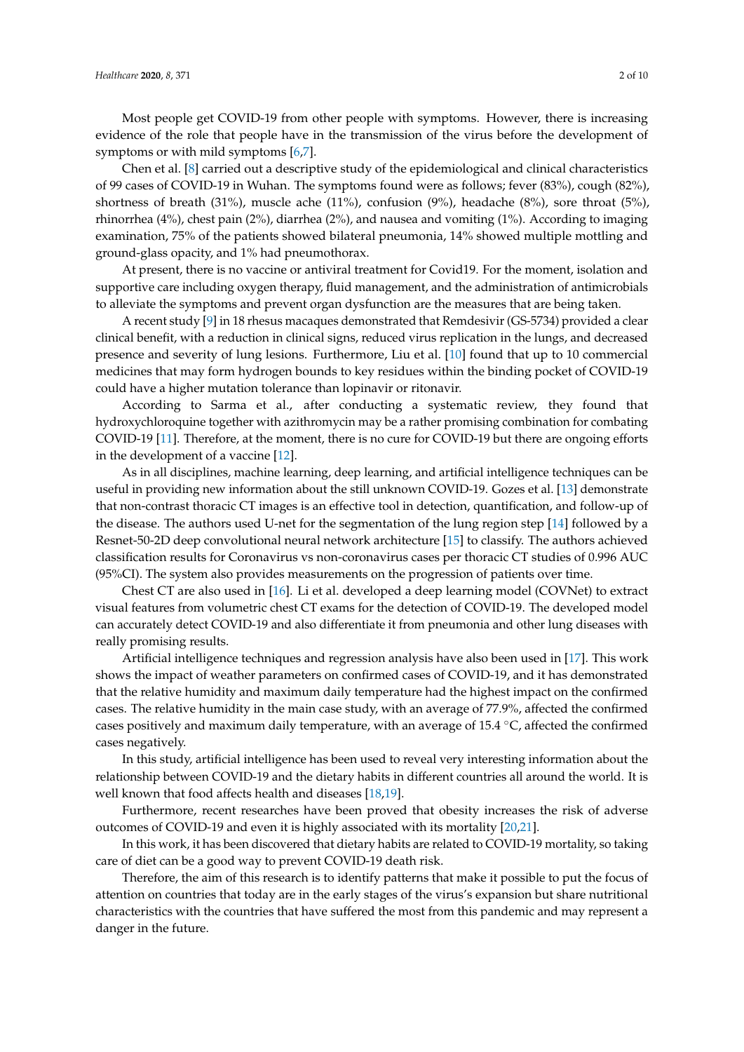Most people get COVID-19 from other people with symptoms. However, there is increasing evidence of the role that people have in the transmission of the virus before the development of symptoms or with mild symptoms [6,7].

Chen et al. [8] carried out a descriptive study of the epidemiological and clinical characteristics of 99 cases of COVID-19 in Wuhan. The symptoms found were as follows; fever (83%), cough (82%), shortness of breath (31%), muscle ache (11%), confusion (9%), headache (8%), sore throat (5%), rhinorrhea (4%), chest pain (2%), diarrhea (2%), and nausea and vomiting (1%). According to imaging examination, 75% of the patients showed bilateral pneumonia, 14% showed multiple mottling and ground-glass opacity, and 1% had pneumothorax.

At present, there is no vaccine or antiviral treatment for Covid19. For the moment, isolation and supportive care including oxygen therapy, fluid management, and the administration of antimicrobials to alleviate the symptoms and prevent organ dysfunction are the measures that are being taken.

A recent study [9] in 18 rhesus macaques demonstrated that Remdesivir (GS-5734) provided a clear clinical benefit, with a reduction in clinical signs, reduced virus replication in the lungs, and decreased presence and severity of lung lesions. Furthermore, Liu et al. [10] found that up to 10 commercial medicines that may form hydrogen bounds to key residues within the binding pocket of COVID-19 could have a higher mutation tolerance than lopinavir or ritonavir.

According to Sarma et al., after conducting a systematic review, they found that hydroxychloroquine together with azithromycin may be a rather promising combination for combating COVID-19 [11]. Therefore, at the moment, there is no cure for COVID-19 but there are ongoing efforts in the development of a vaccine [12].

As in all disciplines, machine learning, deep learning, and artificial intelligence techniques can be useful in providing new information about the still unknown COVID-19. Gozes et al. [13] demonstrate that non-contrast thoracic CT images is an effective tool in detection, quantification, and follow-up of the disease. The authors used U-net for the segmentation of the lung region step [14] followed by a Resnet-50-2D deep convolutional neural network architecture [15] to classify. The authors achieved classification results for Coronavirus vs non-coronavirus cases per thoracic CT studies of 0.996 AUC (95%CI). The system also provides measurements on the progression of patients over time.

Chest CT are also used in [16]. Li et al. developed a deep learning model (COVNet) to extract visual features from volumetric chest CT exams for the detection of COVID-19. The developed model can accurately detect COVID-19 and also differentiate it from pneumonia and other lung diseases with really promising results.

Artificial intelligence techniques and regression analysis have also been used in [17]. This work shows the impact of weather parameters on confirmed cases of COVID-19, and it has demonstrated that the relative humidity and maximum daily temperature had the highest impact on the confirmed cases. The relative humidity in the main case study, with an average of 77.9%, affected the confirmed cases positively and maximum daily temperature, with an average of 15.4 °C, affected the confirmed cases negatively.

In this study, artificial intelligence has been used to reveal very interesting information about the relationship between COVID-19 and the dietary habits in different countries all around the world. It is well known that food affects health and diseases [18,19].

Furthermore, recent researches have been proved that obesity increases the risk of adverse outcomes of COVID-19 and even it is highly associated with its mortality [20,21].

In this work, it has been discovered that dietary habits are related to COVID-19 mortality, so taking care of diet can be a good way to prevent COVID-19 death risk.

Therefore, the aim of this research is to identify patterns that make it possible to put the focus of attention on countries that today are in the early stages of the virus's expansion but share nutritional characteristics with the countries that have suffered the most from this pandemic and may represent a danger in the future.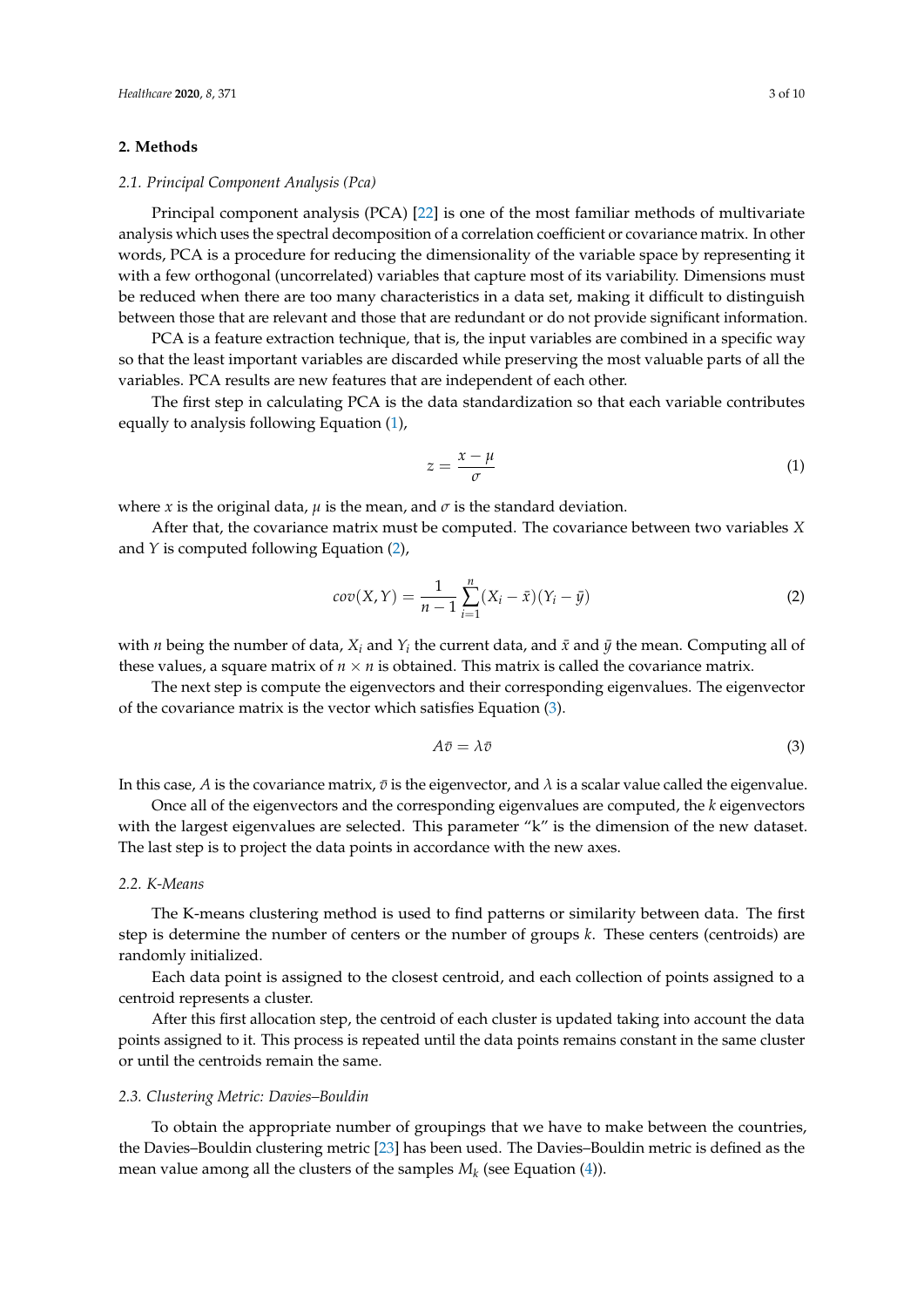## 2. Methods

### 2.1. Principal Component Analysis (Pca)

Principal component analysis (PCA) [22] is one of the most familiar methods of multivariate analysis which uses the spectral decomposition of a correlation coefficient or covariance matrix. In other words, PCA is a procedure for reducing the dimensionality of the variable space by representing it with a few orthogonal (uncorrelated) variables that capture most of its variability. Dimensions must be reduced when there are too many characteristics in a data set, making it difficult to distinguish between those that are relevant and those that are redundant or do not provide significant information.

PCA is a feature extraction technique, that is, the input variables are combined in a specific way so that the least important variables are discarded while preserving the most valuable parts of all the variables. PCA results are new features that are independent of each other.

The first step in calculating PCA is the data standardization so that each variable contributes equally to analysis following Equation (1),

$$z = \frac{x - \mu}{\sigma} \tag{1}$$

where $x$ is the original data, $\mu$ is the mean, and $\sigma$ is the standard deviation.

After that, the covariance matrix must be computed. The covariance between two variables $X$ and $Y$ is computed following Equation (2),

$$cov(X, Y) = \frac{1}{n-1}\sum_{i=1}^{n}(X_i - \bar{x})(Y_i - \bar{y}) \tag{2}$$

with $n$ being the number of data, $X_i$ and $Y_i$ the current data, and $\bar{x}$ and $\bar{y}$ the mean. Computing all of these values, a square matrix of $n \times n$ is obtained. This matrix is called the covariance matrix.

The next step is compute the eigenvectors and their corresponding eigenvalues. The eigenvector of the covariance matrix is the vector which satisfies Equation (3).

$$A\bar{v} = \lambda\bar{v} \tag{3}$$

In this case, $A$ is the covariance matrix, $\bar{v}$ is the eigenvector, and $\lambda$ is a scalar value called the eigenvalue.

Once all of the eigenvectors and the corresponding eigenvalues are computed, the $k$ eigenvectors with the largest eigenvalues are selected. This parameter "k" is the dimension of the new dataset. The last step is to project the data points in accordance with the new axes.

### 2.2. K-Means

The K-means clustering method is used to find patterns or similarity between data. The first step is determine the number of centers or the number of groups $k$. These centers (centroids) are randomly initialized.

Each data point is assigned to the closest centroid, and each collection of points assigned to a centroid represents a cluster.

After this first allocation step, the centroid of each cluster is updated taking into account the data points assigned to it. This process is repeated until the data points remains constant in the same cluster or until the centroids remain the same.

### 2.3. Clustering Metric: Davies–Bouldin

To obtain the appropriate number of groupings that we have to make between the countries, the Davies–Bouldin clustering metric [23] has been used. The Davies–Bouldin metric is defined as the mean value among all the clusters of the samples $M_k$ (see Equation (4)).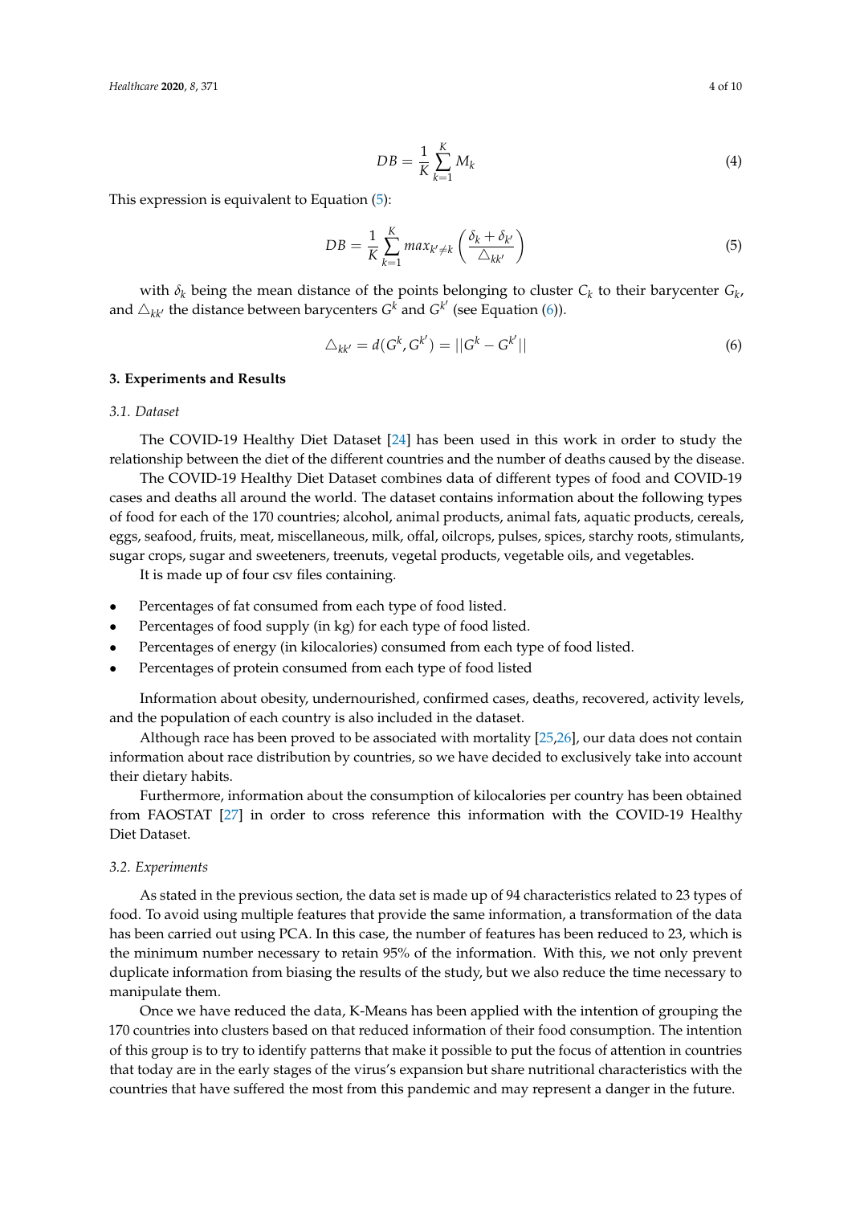$$DB = \frac{1}{K}\sum_{k=1}^{K} M_k \tag{4}$$

This expression is equivalent to Equation (5):

$$DB = \frac{1}{K}\sum_{k=1}^{K} max_{k' \neq k}\left(\frac{\delta_k + \delta_{k'}}{\triangle_{kk'}}\right) \tag{5}$$

with $\delta_k$ being the mean distance of the points belonging to cluster $C_k$ to their barycenter $G_k$, and $\triangle_{kk'}$ the distance between barycenters $G^k$ and $G^{k'}$ (see Equation (6)).

$$\triangle_{kk'} = d(G^k, G^{k'}) = ||G^k - G^{k'}|| \tag{6}$$

## 3. Experiments and Results

### 3.1. Dataset

The COVID-19 Healthy Diet Dataset [24] has been used in this work in order to study the relationship between the diet of the different countries and the number of deaths caused by the disease.

The COVID-19 Healthy Diet Dataset combines data of different types of food and COVID-19 cases and deaths all around the world. The dataset contains information about the following types of food for each of the 170 countries; alcohol, animal products, animal fats, aquatic products, cereals, eggs, seafood, fruits, meat, miscellaneous, milk, offal, oilcrops, pulses, spices, starchy roots, stimulants, sugar crops, sugar and sweeteners, treenuts, vegetal products, vegetable oils, and vegetables.

It is made up of four csv files containing.

- Percentages of fat consumed from each type of food listed.
- Percentages of food supply (in kg) for each type of food listed.
- Percentages of energy (in kilocalories) consumed from each type of food listed.
- Percentages of protein consumed from each type of food listed

Information about obesity, undernourished, confirmed cases, deaths, recovered, activity levels, and the population of each country is also included in the dataset.

Although race has been proved to be associated with mortality [25,26], our data does not contain information about race distribution by countries, so we have decided to exclusively take into account their dietary habits.

Furthermore, information about the consumption of kilocalories per country has been obtained from FAOSTAT [27] in order to cross reference this information with the COVID-19 Healthy Diet Dataset.

### 3.2. Experiments

As stated in the previous section, the data set is made up of 94 characteristics related to 23 types of food. To avoid using multiple features that provide the same information, a transformation of the data has been carried out using PCA. In this case, the number of features has been reduced to 23, which is the minimum necessary to retain 95% of the information. With this, we not only prevent duplicate information from biasing the results of the study, but we also reduce the time necessary to manipulate them.

Once we have reduced the data, K-Means has been applied with the intention of grouping the 170 countries into clusters based on that reduced information of their food consumption. The intention of this group is to try to identify patterns that make it possible to put the focus of attention in countries that today are in the early stages of the virus's expansion but share nutritional characteristics with the countries that have suffered the most from this pandemic and may represent a danger in the future.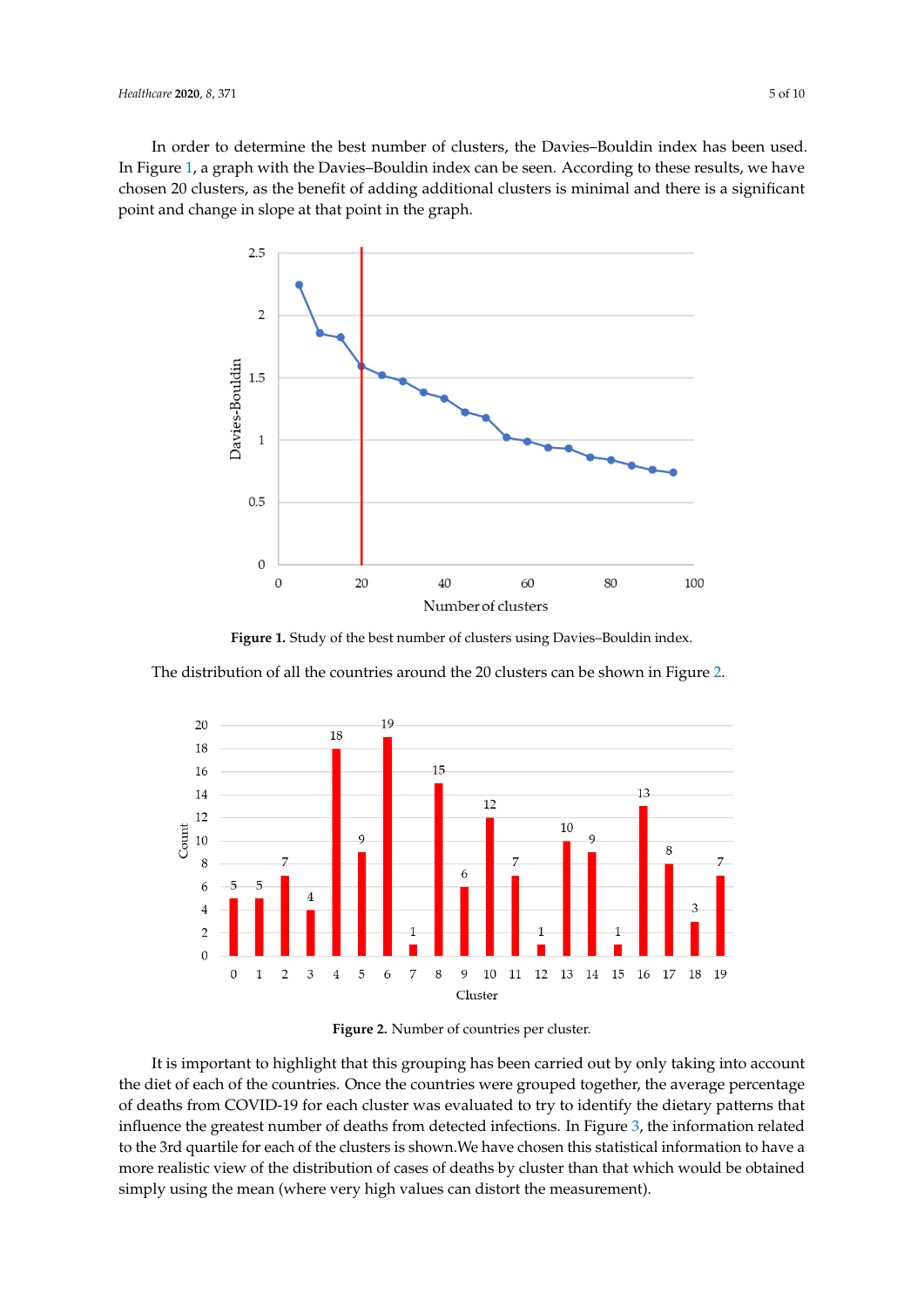In order to determine the best number of clusters, the Davies–Bouldin index has been used. In Figure 1, a graph with the Davies–Bouldin index can be seen. According to these results, we have chosen 20 clusters, as the benefit of adding additional clusters is minimal and there is a significant point and change in slope at that point in the graph.

**Figure 1.** Study of the best number of clusters using Davies–Bouldin index.

The distribution of all the countries around the 20 clusters can be shown in Figure 2.

**Figure 2.** Number of countries per cluster.

It is important to highlight that this grouping has been carried out by only taking into account the diet of each of the countries. Once the countries were grouped together, the average percentage of deaths from COVID-19 for each cluster was evaluated to try to identify the dietary patterns that influence the greatest number of deaths from detected infections. In Figure 3, the information related to the 3rd quartile for each of the clusters is shown.We have chosen this statistical information to have a more realistic view of the distribution of cases of deaths by cluster than that which would be obtained simply using the mean (where very high values can distort the measurement).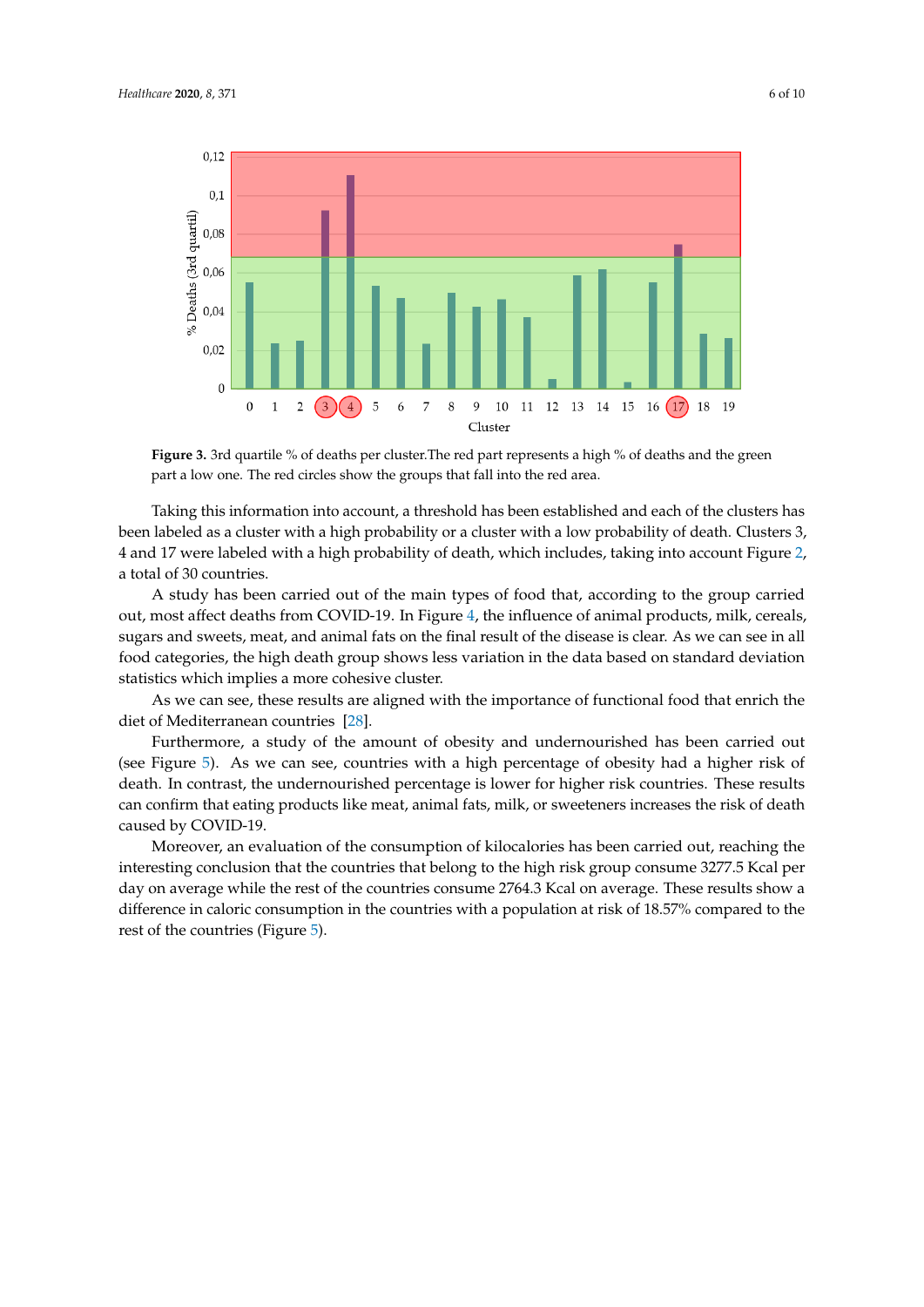**Figure 3.** 3rd quartile % of deaths per cluster.The red part represents a high % of deaths and the green part a low one. The red circles show the groups that fall into the red area.

Taking this information into account, a threshold has been established and each of the clusters has been labeled as a cluster with a high probability or a cluster with a low probability of death. Clusters 3, 4 and 17 were labeled with a high probability of death, which includes, taking into account Figure 2, a total of 30 countries.

A study has been carried out of the main types of food that, according to the group carried out, most affect deaths from COVID-19. In Figure 4, the influence of animal products, milk, cereals, sugars and sweets, meat, and animal fats on the final result of the disease is clear. As we can see in all food categories, the high death group shows less variation in the data based on standard deviation statistics which implies a more cohesive cluster.

As we can see, these results are aligned with the importance of functional food that enrich the diet of Mediterranean countries [28].

Furthermore, a study of the amount of obesity and undernourished has been carried out (see Figure 5). As we can see, countries with a high percentage of obesity had a higher risk of death. In contrast, the undernourished percentage is lower for higher risk countries. These results can confirm that eating products like meat, animal fats, milk, or sweeteners increases the risk of death caused by COVID-19.

Moreover, an evaluation of the consumption of kilocalories has been carried out, reaching the interesting conclusion that the countries that belong to the high risk group consume 3277.5 Kcal per day on average while the rest of the countries consume 2764.3 Kcal on average. These results show a difference in caloric consumption in the countries with a population at risk of 18.57% compared to the rest of the countries (Figure 5).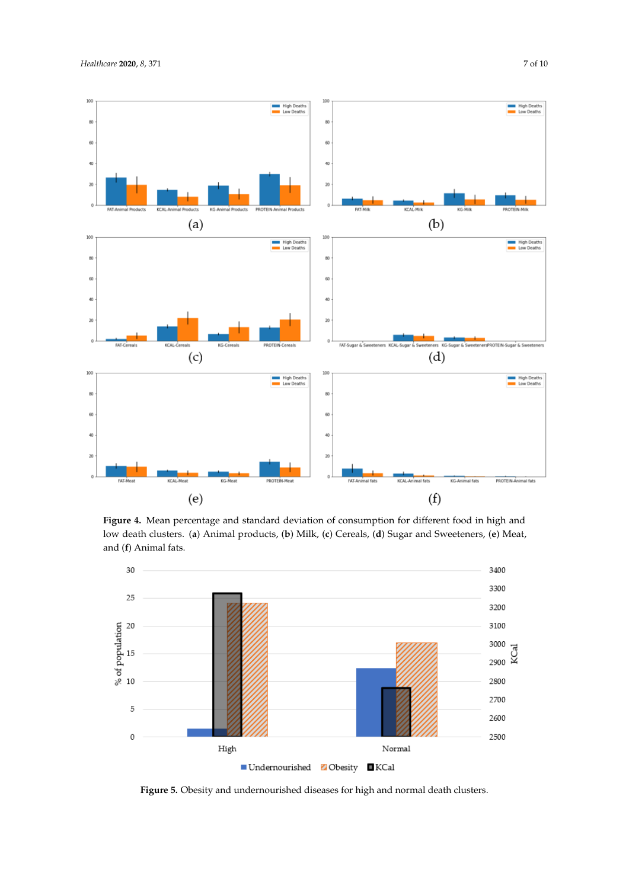**Figure 4.** Mean percentage and standard deviation of consumption for different food in high and low death clusters. (**a**) Animal products, (**b**) Milk, (**c**) Cereals, (**d**) Sugar and Sweeteners, (**e**) Meat, and (**f**) Animal fats.

**Figure 5.** Obesity and undernourished diseases for high and normal death clusters.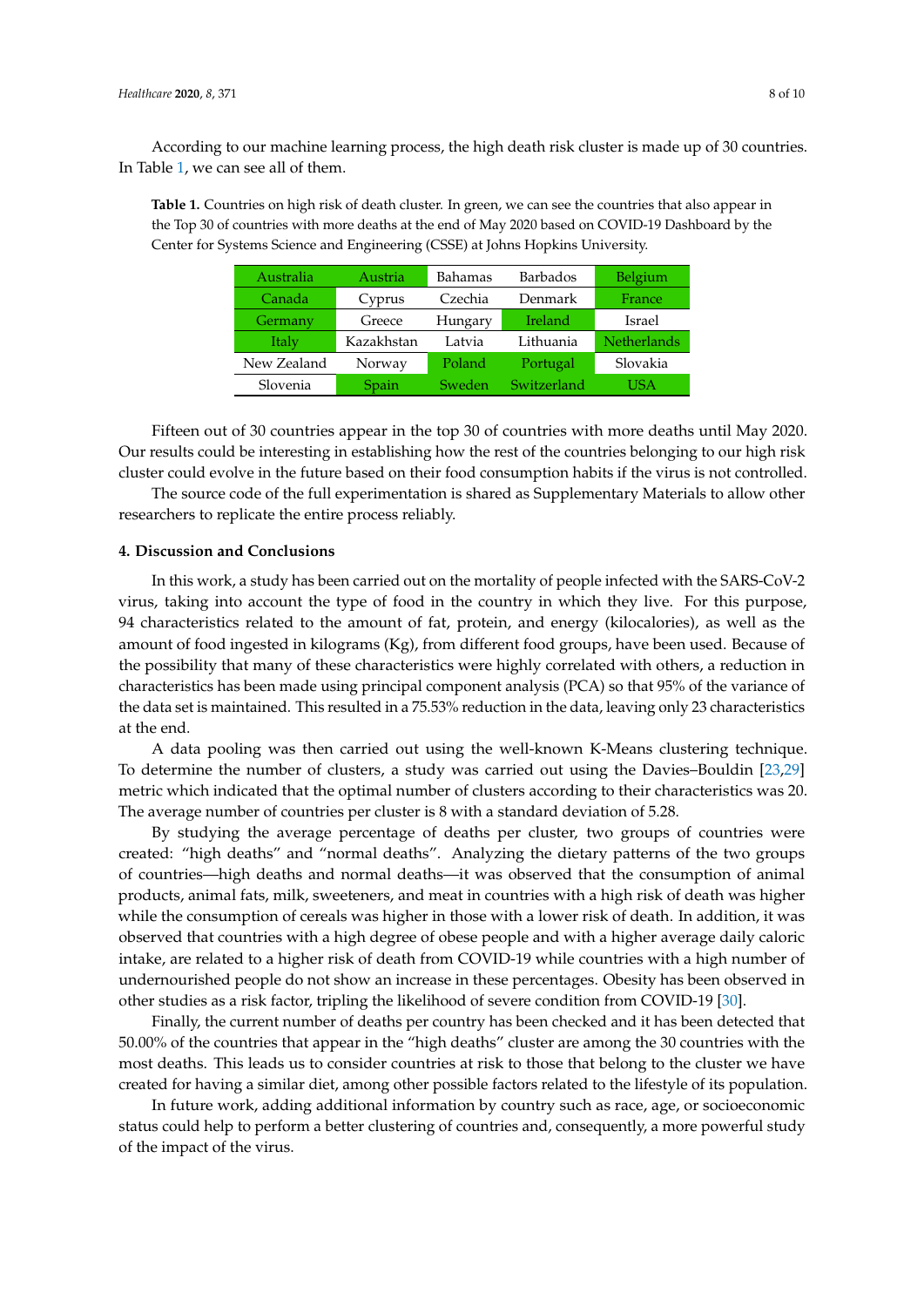According to our machine learning process, the high death risk cluster is made up of 30 countries. In Table 1, we can see all of them.

**Table 1.** Countries on high risk of death cluster. In green, we can see the countries that also appear in the Top 30 of countries with more deaths at the end of May 2020 based on COVID-19 Dashboard by the Center for Systems Science and Engineering (CSSE) at Johns Hopkins University.

| | | | | |
|---|---|---|---|---|
| Australia | Austria | Bahamas | Barbados | Belgium |
| Canada | Cyprus | Czechia | Denmark | France |
| Germany | Greece | Hungary | Ireland | Israel |
| Italy | Kazakhstan | Latvia | Lithuania | Netherlands |
| New Zealand | Norway | Poland | Portugal | Slovakia |
| Slovenia | Spain | Sweden | Switzerland | USA |

Fifteen out of 30 countries appear in the top 30 of countries with more deaths until May 2020. Our results could be interesting in establishing how the rest of the countries belonging to our high risk cluster could evolve in the future based on their food consumption habits if the virus is not controlled.

The source code of the full experimentation is shared as Supplementary Materials to allow other researchers to replicate the entire process reliably.

## 4. Discussion and Conclusions

In this work, a study has been carried out on the mortality of people infected with the SARS-CoV-2 virus, taking into account the type of food in the country in which they live. For this purpose, 94 characteristics related to the amount of fat, protein, and energy (kilocalories), as well as the amount of food ingested in kilograms (Kg), from different food groups, have been used. Because of the possibility that many of these characteristics were highly correlated with others, a reduction in characteristics has been made using principal component analysis (PCA) so that 95% of the variance of the data set is maintained. This resulted in a 75.53% reduction in the data, leaving only 23 characteristics at the end.

A data pooling was then carried out using the well-known K-Means clustering technique. To determine the number of clusters, a study was carried out using the Davies–Bouldin [23,29] metric which indicated that the optimal number of clusters according to their characteristics was 20. The average number of countries per cluster is 8 with a standard deviation of 5.28.

By studying the average percentage of deaths per cluster, two groups of countries were created: "high deaths" and "normal deaths". Analyzing the dietary patterns of the two groups of countries—high deaths and normal deaths—it was observed that the consumption of animal products, animal fats, milk, sweeteners, and meat in countries with a high risk of death was higher while the consumption of cereals was higher in those with a lower risk of death. In addition, it was observed that countries with a high degree of obese people and with a higher average daily caloric intake, are related to a higher risk of death from COVID-19 while countries with a high number of undernourished people do not show an increase in these percentages. Obesity has been observed in other studies as a risk factor, tripling the likelihood of severe condition from COVID-19 [30].

Finally, the current number of deaths per country has been checked and it has been detected that 50.00% of the countries that appear in the "high deaths" cluster are among the 30 countries with the most deaths. This leads us to consider countries at risk to those that belong to the cluster we have created for having a similar diet, among other possible factors related to the lifestyle of its population.

In future work, adding additional information by country such as race, age, or socioeconomic status could help to perform a better clustering of countries and, consequently, a more powerful study of the impact of the virus.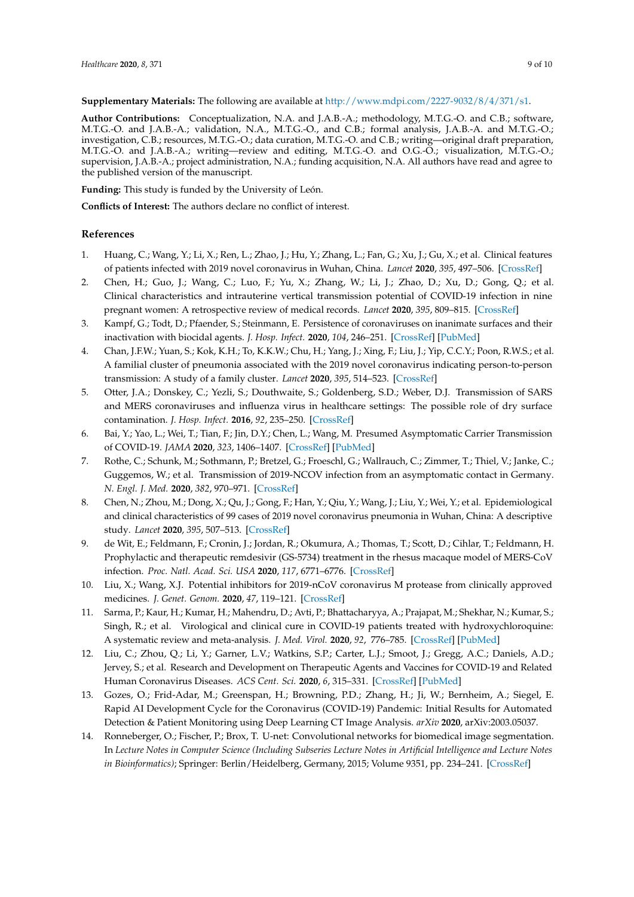**Supplementary Materials:** The following are available at http://www.mdpi.com/2227-9032/8/4/371/s1.

**Author Contributions:** Conceptualization, N.A. and J.A.B.-A.; methodology, M.T.G.-O. and C.B.; software, M.T.G.-O. and J.A.B.-A.; validation, N.A., M.T.G.-O., and C.B.; formal analysis, J.A.B.-A. and M.T.G.-O.; investigation, C.B.; resources, M.T.G.-O.; data curation, M.T.G.-O. and C.B.; writing—original draft preparation, M.T.G.-O. and J.A.B.-A.; writing—review and editing, M.T.G.-O. and O.G.-O.; visualization, M.T.G.-O.; supervision, J.A.B.-A.; project administration, N.A.; funding acquisition, N.A. All authors have read and agree to the published version of the manuscript.

**Funding:** This study is funded by the University of León.

**Conflicts of Interest:** The authors declare no conflict of interest.

## References

1. Huang, C.; Wang, Y.; Li, X.; Ren, L.; Zhao, J.; Hu, Y.; Zhang, L.; Fan, G.; Xu, J.; Gu, X.; et al. Clinical features of patients infected with 2019 novel coronavirus in Wuhan, China. *Lancet* **2020**, *395*, 497–506. [CrossRef]
2. Chen, H.; Guo, J.; Wang, C.; Luo, F.; Yu, X.; Zhang, W.; Li, J.; Zhao, D.; Xu, D.; Gong, Q.; et al. Clinical characteristics and intrauterine vertical transmission potential of COVID-19 infection in nine pregnant women: A retrospective review of medical records. *Lancet* **2020**, *395*, 809–815. [CrossRef]
3. Kampf, G.; Todt, D.; Pfaender, S.; Steinmann, E. Persistence of coronaviruses on inanimate surfaces and their inactivation with biocidal agents. *J. Hosp. Infect.* **2020**, *104*, 246–251. [CrossRef] [PubMed]
4. Chan, J.F.W.; Yuan, S.; Kok, K.H.; To, K.K.W.; Chu, H.; Yang, J.; Xing, F.; Liu, J.; Yip, C.C.Y.; Poon, R.W.S.; et al. A familial cluster of pneumonia associated with the 2019 novel coronavirus indicating person-to-person transmission: A study of a family cluster. *Lancet* **2020**, *395*, 514–523. [CrossRef]
5. Otter, J.A.; Donskey, C.; Yezli, S.; Douthwaite, S.; Goldenberg, S.D.; Weber, D.J. Transmission of SARS and MERS coronaviruses and influenza virus in healthcare settings: The possible role of dry surface contamination. *J. Hosp. Infect.* **2016**, *92*, 235–250. [CrossRef]
6. Bai, Y.; Yao, L.; Wei, T.; Tian, F.; Jin, D.Y.; Chen, L.; Wang, M. Presumed Asymptomatic Carrier Transmission of COVID-19. *JAMA* **2020**, *323*, 1406–1407. [CrossRef] [PubMed]
7. Rothe, C.; Schunk, M.; Sothmann, P.; Bretzel, G.; Froeschl, G.; Wallrauch, C.; Zimmer, T.; Thiel, V.; Janke, C.; Guggemos, W.; et al. Transmission of 2019-NCOV infection from an asymptomatic contact in Germany. *N. Engl. J. Med.* **2020**, *382*, 970–971. [CrossRef]
8. Chen, N.; Zhou, M.; Dong, X.; Qu, J.; Gong, F.; Han, Y.; Qiu, Y.; Wang, J.; Liu, Y.; Wei, Y.; et al. Epidemiological and clinical characteristics of 99 cases of 2019 novel coronavirus pneumonia in Wuhan, China: A descriptive study. *Lancet* **2020**, *395*, 507–513. [CrossRef]
9. de Wit, E.; Feldmann, F.; Cronin, J.; Jordan, R.; Okumura, A.; Thomas, T.; Scott, D.; Cihlar, T.; Feldmann, H. Prophylactic and therapeutic remdesivir (GS-5734) treatment in the rhesus macaque model of MERS-CoV infection. *Proc. Natl. Acad. Sci. USA* **2020**, *117*, 6771–6776. [CrossRef]
10. Liu, X.; Wang, X.J. Potential inhibitors for 2019-nCoV coronavirus M protease from clinically approved medicines. *J. Genet. Genom.* **2020**, *47*, 119–121. [CrossRef]
11. Sarma, P.; Kaur, H.; Kumar, H.; Mahendru, D.; Avti, P.; Bhattacharyya, A.; Prajapat, M.; Shekhar, N.; Kumar, S.; Singh, R.; et al. Virological and clinical cure in COVID-19 patients treated with hydroxychloroquine: A systematic review and meta-analysis. *J. Med. Virol.* **2020**, *92*, 776–785. [CrossRef] [PubMed]
12. Liu, C.; Zhou, Q.; Li, Y.; Garner, L.V.; Watkins, S.P.; Carter, L.J.; Smoot, J.; Gregg, A.C.; Daniels, A.D.; Jervey, S.; et al. Research and Development on Therapeutic Agents and Vaccines for COVID-19 and Related Human Coronavirus Diseases. *ACS Cent. Sci.* **2020**, *6*, 315–331. [CrossRef] [PubMed]
13. Gozes, O.; Frid-Adar, M.; Greenspan, H.; Browning, P.D.; Zhang, H.; Ji, W.; Bernheim, A.; Siegel, E. Rapid AI Development Cycle for the Coronavirus (COVID-19) Pandemic: Initial Results for Automated Detection & Patient Monitoring using Deep Learning CT Image Analysis. *arXiv* **2020**, arXiv:2003.05037.
14. Ronneberger, O.; Fischer, P.; Brox, T. U-net: Convolutional networks for biomedical image segmentation. In *Lecture Notes in Computer Science (Including Subseries Lecture Notes in Artificial Intelligence and Lecture Notes in Bioinformatics)*; Springer: Berlin/Heidelberg, Germany, 2015; Volume 9351, pp. 234–241. [CrossRef]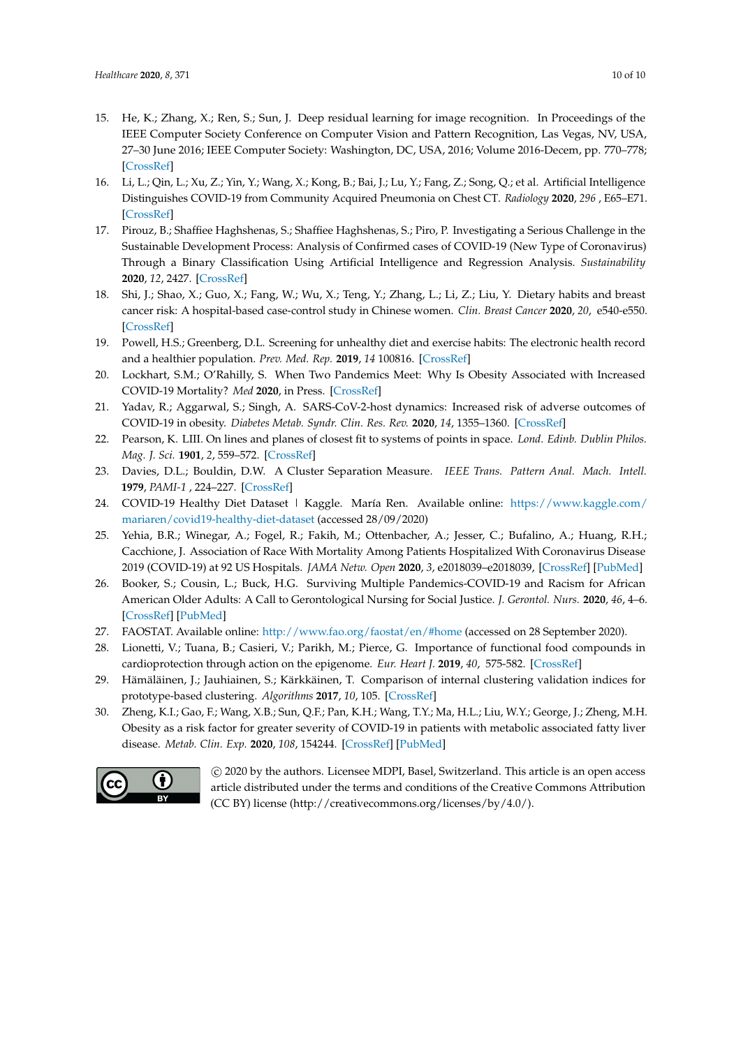15. He, K.; Zhang, X.; Ren, S.; Sun, J. Deep residual learning for image recognition. In Proceedings of the IEEE Computer Society Conference on Computer Vision and Pattern Recognition, Las Vegas, NV, USA, 27–30 June 2016; IEEE Computer Society: Washington, DC, USA, 2016; Volume 2016-Decem, pp. 770–778; [CrossRef]
16. Li, L.; Qin, L.; Xu, Z.; Yin, Y.; Wang, X.; Kong, B.; Bai, J.; Lu, Y.; Fang, Z.; Song, Q.; et al. Artificial Intelligence Distinguishes COVID-19 from Community Acquired Pneumonia on Chest CT. *Radiology* **2020**, *296* , E65–E71. [CrossRef]
17. Pirouz, B.; Shaffiee Haghshenas, S.; Shaffiee Haghshenas, S.; Piro, P. Investigating a Serious Challenge in the Sustainable Development Process: Analysis of Confirmed cases of COVID-19 (New Type of Coronavirus) Through a Binary Classification Using Artificial Intelligence and Regression Analysis. *Sustainability* **2020**, *12*, 2427. [CrossRef]
18. Shi, J.; Shao, X.; Guo, X.; Fang, W.; Wu, X.; Teng, Y.; Zhang, L.; Li, Z.; Liu, Y. Dietary habits and breast cancer risk: A hospital-based case-control study in Chinese women. *Clin. Breast Cancer* **2020**, *20*, e540-e550. [CrossRef]
19. Powell, H.S.; Greenberg, D.L. Screening for unhealthy diet and exercise habits: The electronic health record and a healthier population. *Prev. Med. Rep.* **2019**, *14* 100816. [CrossRef]
20. Lockhart, S.M.; O'Rahilly, S. When Two Pandemics Meet: Why Is Obesity Associated with Increased COVID-19 Mortality? *Med* **2020**, in Press. [CrossRef]
21. Yadav, R.; Aggarwal, S.; Singh, A. SARS-CoV-2-host dynamics: Increased risk of adverse outcomes of COVID-19 in obesity. *Diabetes Metab. Syndr. Clin. Res. Rev.* **2020**, *14*, 1355–1360. [CrossRef]
22. Pearson, K. LIII. On lines and planes of closest fit to systems of points in space. *Lond. Edinb. Dublin Philos. Mag. J. Sci.* **1901**, *2*, 559–572. [CrossRef]
23. Davies, D.L.; Bouldin, D.W. A Cluster Separation Measure. *IEEE Trans. Pattern Anal. Mach. Intell.* **1979**, *PAMI-1* , 224–227. [CrossRef]
24. COVID-19 Healthy Diet Dataset | Kaggle. María Ren. Available online: https://www.kaggle.com/mariaren/covid19-healthy-diet-dataset (accessed 28/09/2020)
25. Yehia, B.R.; Winegar, A.; Fogel, R.; Fakih, M.; Ottenbacher, A.; Jesser, C.; Bufalino, A.; Huang, R.H.; Cacchione, J. Association of Race With Mortality Among Patients Hospitalized With Coronavirus Disease 2019 (COVID-19) at 92 US Hospitals. *JAMA Netw. Open* **2020**, 3, e2018039–e2018039, [CrossRef] [PubMed]
26. Booker, S.; Cousin, L.; Buck, H.G. Surviving Multiple Pandemics-COVID-19 and Racism for African American Older Adults: A Call to Gerontological Nursing for Social Justice. *J. Gerontol. Nurs.* **2020**, *46*, 4–6. [CrossRef] [PubMed]
27. FAOSTAT. Available online: http://www.fao.org/faostat/en/#home (accessed on 28 September 2020).
28. Lionetti, V.; Tuana, B.; Casieri, V.; Parikh, M.; Pierce, G. Importance of functional food compounds in cardioprotection through action on the epigenome. *Eur. Heart J.* **2019**, *40*, 575-582. [CrossRef]
29. Hämäläinen, J.; Jauhiainen, S.; Kärkkäinen, T. Comparison of internal clustering validation indices for prototype-based clustering. *Algorithms* **2017**, *10*, 105. [CrossRef]
30. Zheng, K.I.; Gao, F.; Wang, X.B.; Sun, Q.F.; Pan, K.H.; Wang, T.Y.; Ma, H.L.; Liu, W.Y.; George, J.; Zheng, M.H. Obesity as a risk factor for greater severity of COVID-19 in patients with metabolic associated fatty liver disease. *Metab. Clin. Exp.* **2020**, *108*, 154244. [CrossRef] [PubMed]

© 2020 by the authors. Licensee MDPI, Basel, Switzerland. This article is an open access article distributed under the terms and conditions of the Creative Commons Attribution (CC BY) license (http://creativecommons.org/licenses/by/4.0/).